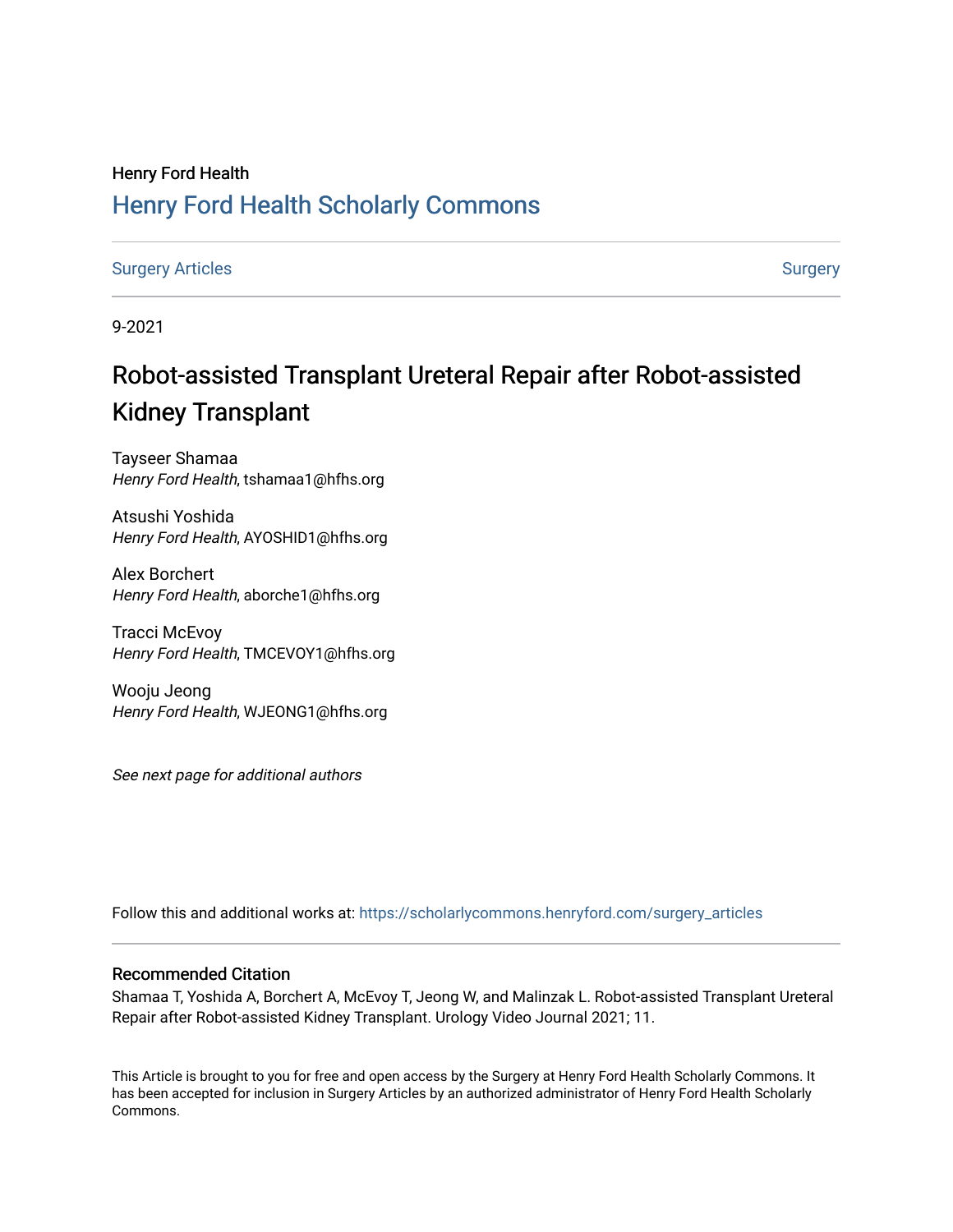Henry Ford Health

## Henry Ford Health Scholarly Commons

Surgery Articles | Surgery

9-2021

# Robot-assisted Transplant Ureteral Repair after Robot-assisted Kidney Transplant

Tayseer Shamaa
*Henry Ford Health*, tshamaa1@hfhs.org

Atsushi Yoshida
*Henry Ford Health*, AYOSHID1@hfhs.org

Alex Borchert
*Henry Ford Health*, aborche1@hfhs.org

Tracci McEvoy
*Henry Ford Health*, TMCEVOY1@hfhs.org

Wooju Jeong
*Henry Ford Health*, WJEONG1@hfhs.org

*See next page for additional authors*

Follow this and additional works at: https://scholarlycommons.henryford.com/surgery_articles

### Recommended Citation

Shamaa T, Yoshida A, Borchert A, McEvoy T, Jeong W, and Malinzak L. Robot-assisted Transplant Ureteral Repair after Robot-assisted Kidney Transplant. Urology Video Journal 2021; 11.

This Article is brought to you for free and open access by the Surgery at Henry Ford Health Scholarly Commons. It has been accepted for inclusion in Surgery Articles by an authorized administrator of Henry Ford Health Scholarly Commons.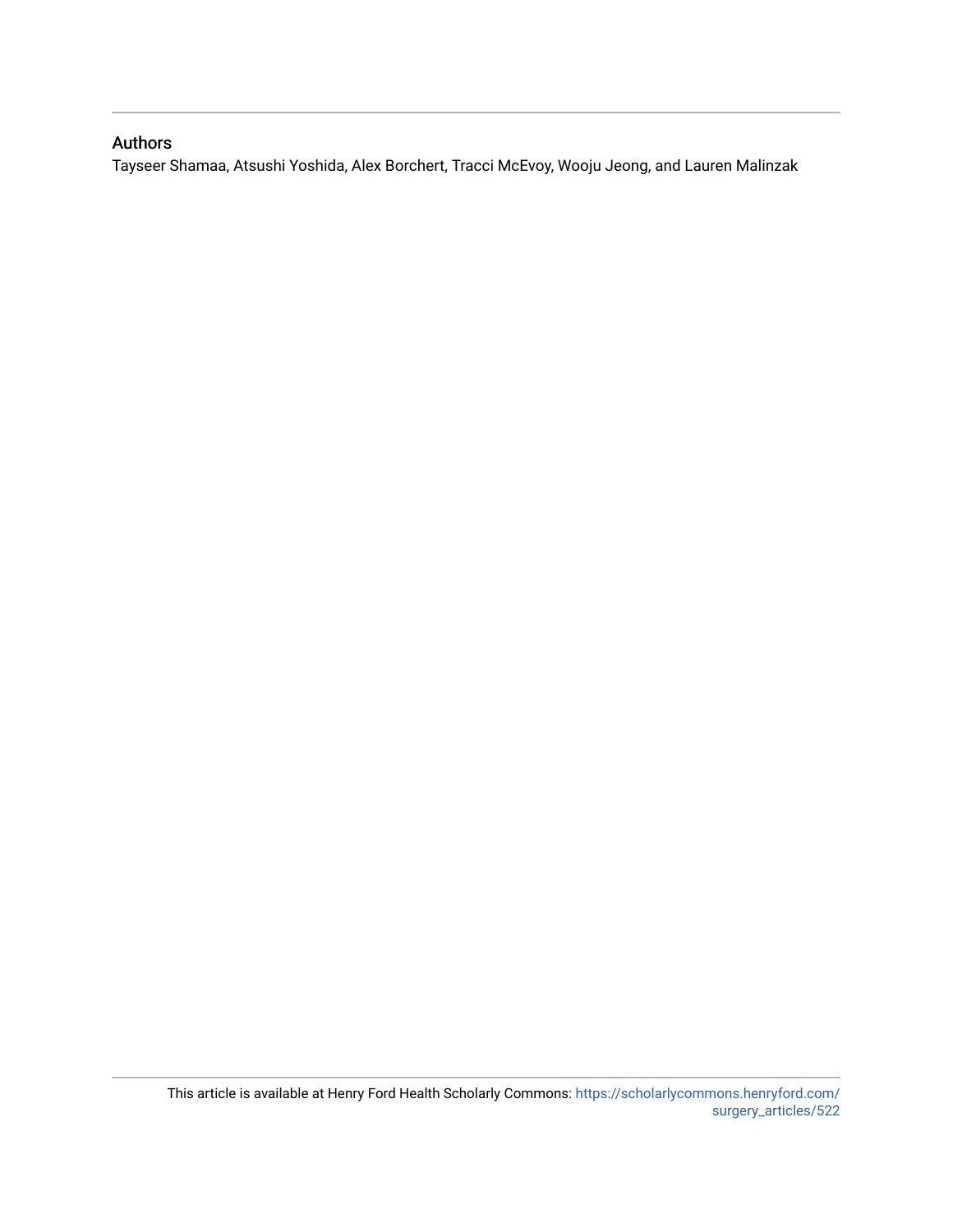## Authors

Tayseer Shamaa, Atsushi Yoshida, Alex Borchert, Tracci McEvoy, Wooju Jeong, and Lauren Malinzak

This article is available at Henry Ford Health Scholarly Commons: https://scholarlycommons.henryford.com/surgery_articles/522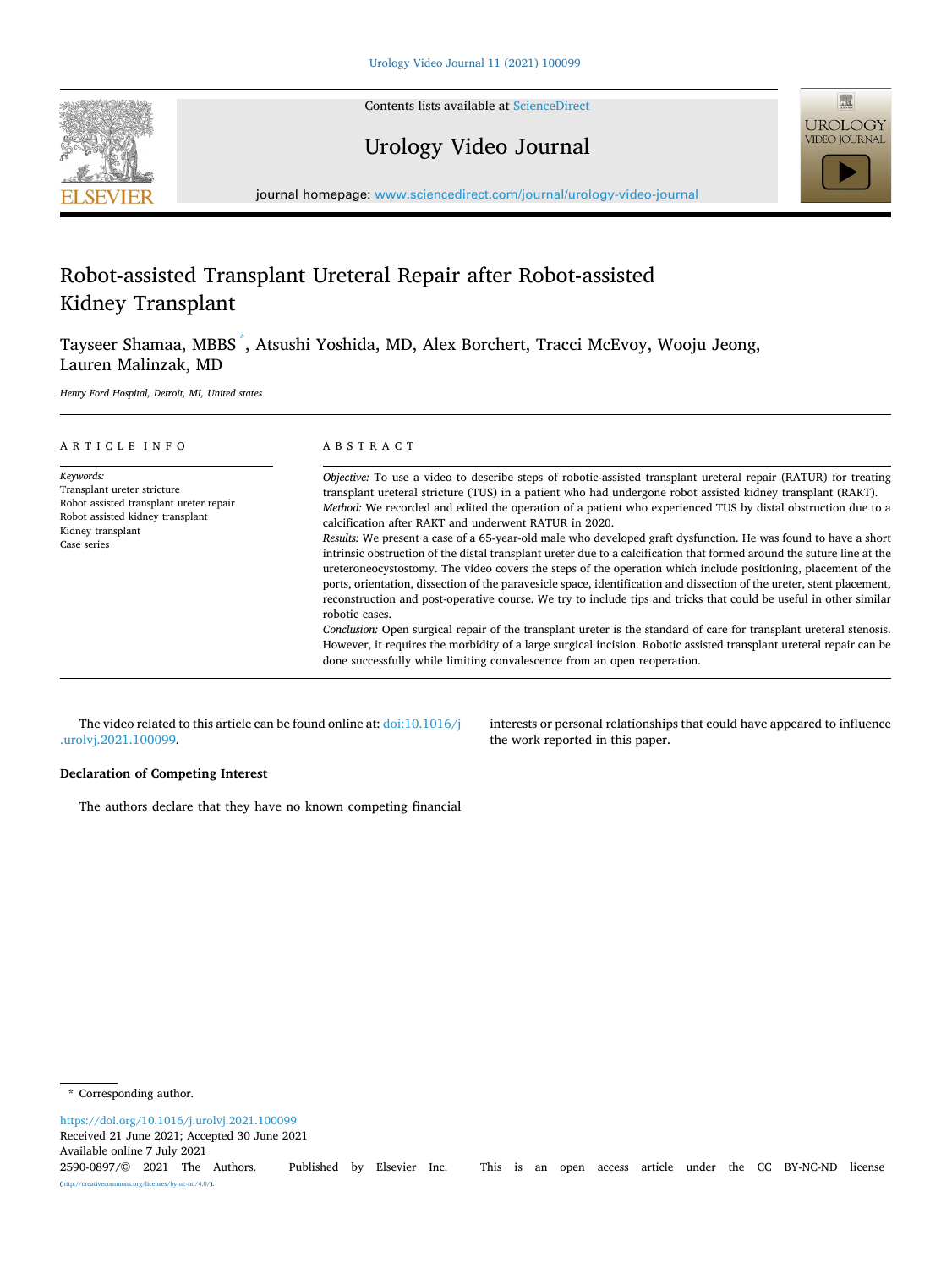# Robot-assisted Transplant Ureteral Repair after Robot-assisted Kidney Transplant

Tayseer Shamaa, MBBS *, Atsushi Yoshida, MD, Alex Borchert, Tracci McEvoy, Wooju Jeong, Lauren Malinzak, MD

*Henry Ford Hospital, Detroit, MI, United states*

## ARTICLE INFO

*Keywords:*
Transplant ureter stricture
Robot assisted transplant ureter repair
Robot assisted kidney transplant
Kidney transplant
Case series

## ABSTRACT

*Objective:* To use a video to describe steps of robotic-assisted transplant ureteral repair (RATUR) for treating transplant ureteral stricture (TUS) in a patient who had undergone robot assisted kidney transplant (RAKT).

*Method:* We recorded and edited the operation of a patient who experienced TUS by distal obstruction due to a calcification after RAKT and underwent RATUR in 2020.

*Results:* We present a case of a 65-year-old male who developed graft dysfunction. He was found to have a short intrinsic obstruction of the distal transplant ureter due to a calcification that formed around the suture line at the ureteroneocystostomy. The video covers the steps of the operation which include positioning, placement of the ports, orientation, dissection of the paravesicle space, identification and dissection of the ureter, stent placement, reconstruction and post-operative course. We try to include tips and tricks that could be useful in other similar robotic cases.

*Conclusion:* Open surgical repair of the transplant ureter is the standard of care for transplant ureteral stenosis. However, it requires the morbidity of a large surgical incision. Robotic assisted transplant ureteral repair can be done successfully while limiting convalescence from an open reoperation.

The video related to this article can be found online at: doi:10.1016/j.urolvj.2021.100099.

### Declaration of Competing Interest

The authors declare that they have no known competing financial interests or personal relationships that could have appeared to influence the work reported in this paper.

* Corresponding author.

https://doi.org/10.1016/j.urolvj.2021.100099
Received 21 June 2021; Accepted 30 June 2021
Available online 7 July 2021
2590-0897/© 2021 The Authors. Published by Elsevier Inc. This is an open access article under the CC BY-NC-ND license (http://creativecommons.org/licenses/by-nc-nd/4.0/).